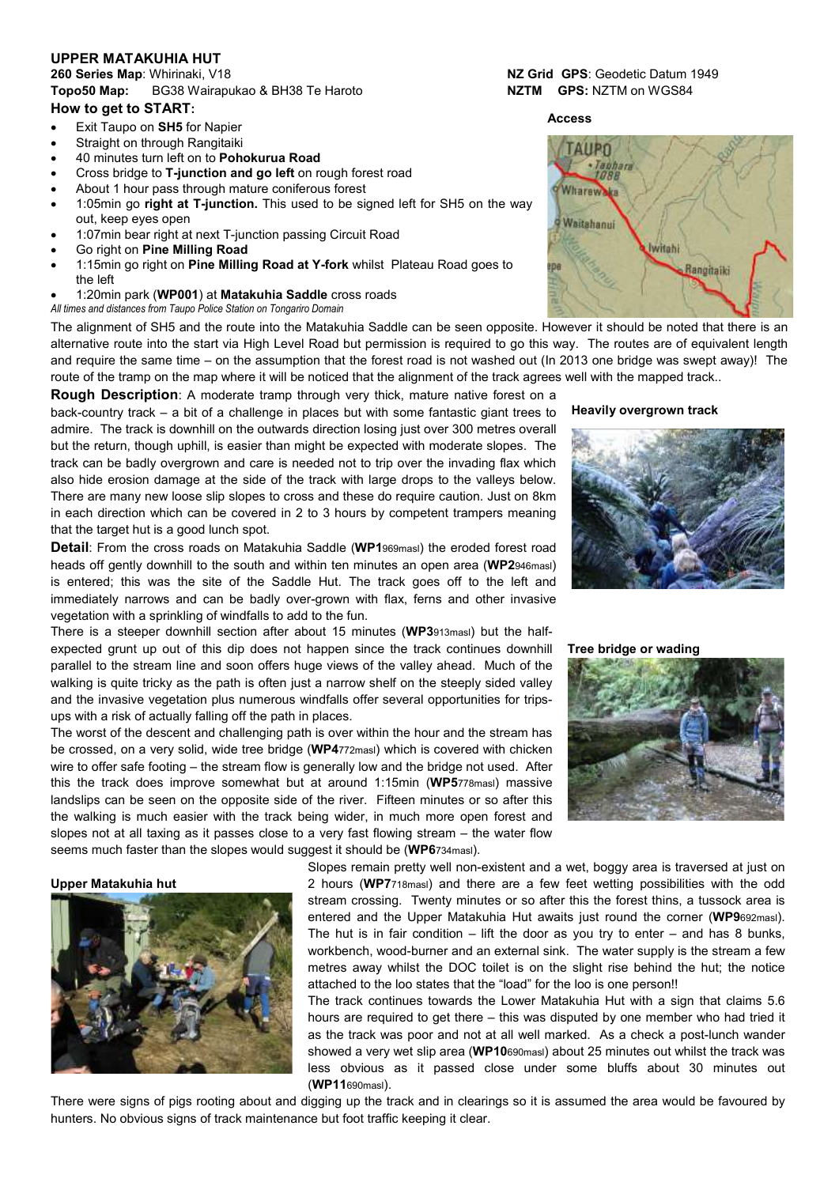# UPPER MATAKUHIA HUT

**260 Series Map**: Whirinaki, V18 — **NZ Grid GPS**: Geodetic Datum 1949

**Topo50 Map:** BG38 Wairapukao & BH38 Te Haroto — **NZTM GPS:** NZTM on WGS84

**How to get to START:**

- Exit Taupo on **SH5** for Napier
- Straight on through Rangitaiki
- 40 minutes turn left on to **Pohokurua Road**
- Cross bridge to **T-junction and go left** on rough forest road
- About 1 hour pass through mature coniferous forest
- 1:05min go **right at T-junction.** This used to be signed left for SH5 on the way out, keep eyes open
- 1:07min bear right at next T-junction passing Circuit Road
- Go right on **Pine Milling Road**
- 1:15min go right on **Pine Milling Road at Y-fork** whilst Plateau Road goes to the left
- 1:20min park (**WP001**) at **Matakuhia Saddle** cross roads

*All times and distances from Taupo Police Station on Tongariro Domain*

**Access**

The alignment of SH5 and the route into the Matakuhia Saddle can be seen opposite. However it should be noted that there is an alternative route into the start via High Level Road but permission is required to go this way. The routes are of equivalent length and require the same time – on the assumption that the forest road is not washed out (In 2013 one bridge was swept away)! The route of the tramp on the map where it will be noticed that the alignment of the track agrees well with the mapped track..

**Rough Description**: A moderate tramp through very thick, mature native forest on a back-country track – a bit of a challenge in places but with some fantastic giant trees to admire. The track is downhill on the outwards direction losing just over 300 metres overall but the return, though uphill, is easier than might be expected with moderate slopes. The track can be badly overgrown and care is needed not to trip over the invading flax which also hide erosion damage at the side of the track with large drops to the valleys below. There are many new loose slip slopes to cross and these do require caution. Just on 8km in each direction which can be covered in 2 to 3 hours by competent trampers meaning that the target hut is a good lunch spot.

**Heavily overgrown track**

**Detail**: From the cross roads on Matakuhia Saddle (**WP1**969masl) the eroded forest road heads off gently downhill to the south and within ten minutes an open area (**WP2**946masl) is entered; this was the site of the Saddle Hut. The track goes off to the left and immediately narrows and can be badly over-grown with flax, ferns and other invasive vegetation with a sprinkling of windfalls to add to the fun.

There is a steeper downhill section after about 15 minutes (**WP3**913masl) but the half-expected grunt up out of this dip does not happen since the track continues downhill parallel to the stream line and soon offers huge views of the valley ahead. Much of the walking is quite tricky as the path is often just a narrow shelf on the steeply sided valley and the invasive vegetation plus numerous windfalls offer several opportunities for trips-ups with a risk of actually falling off the path in places.

**Tree bridge or wading**

The worst of the descent and challenging path is over within the hour and the stream has be crossed, on a very solid, wide tree bridge (**WP4**772masl) which is covered with chicken wire to offer safe footing – the stream flow is generally low and the bridge not used. After this the track does improve somewhat but at around 1:15min (**WP5**778masl) massive landslips can be seen on the opposite side of the river. Fifteen minutes or so after this the walking is much easier with the track being wider, in much more open forest and slopes not at all taxing as it passes close to a very fast flowing stream – the water flow seems much faster than the slopes would suggest it should be (**WP6**734masl).

**Upper Matakuhia hut**

Slopes remain pretty well non-existent and a wet, boggy area is traversed at just on 2 hours (**WP7**718masl) and there are a few feet wetting possibilities with the odd stream crossing. Twenty minutes or so after this the forest thins, a tussock area is entered and the Upper Matakuhia Hut awaits just round the corner (**WP9**692masl). The hut is in fair condition – lift the door as you try to enter – and has 8 bunks, workbench, wood-burner and an external sink. The water supply is the stream a few metres away whilst the DOC toilet is on the slight rise behind the hut; the notice attached to the loo states that the "load" for the loo is one person!!

The track continues towards the Lower Matakuhia Hut with a sign that claims 5.6 hours are required to get there – this was disputed by one member who had tried it as the track was poor and not at all well marked. As a check a post-lunch wander showed a very wet slip area (**WP10**690masl) about 25 minutes out whilst the track was less obvious as it passed close under some bluffs about 30 minutes out (**WP11**690masl).

There were signs of pigs rooting about and digging up the track and in clearings so it is assumed the area would be favoured by hunters. No obvious signs of track maintenance but foot traffic keeping it clear.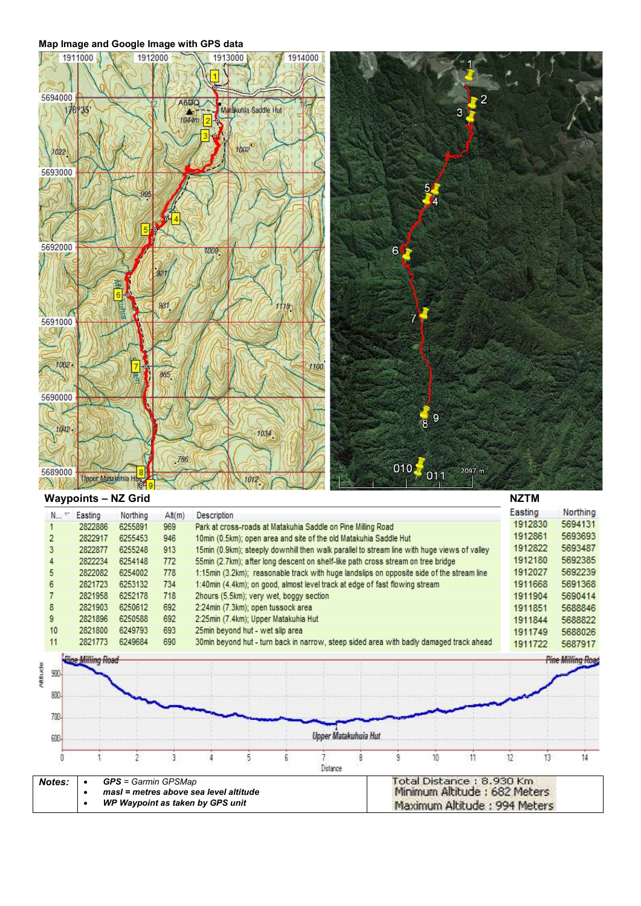**Map Image and Google Image with GPS data**

1911000
1912000
1913000
1914000
5694000
176°35'
A6DQ
1044m
Matakuhia Saddle Hut
1002
1022
5693000
995
5692000
1009
921
931
1118
5691000
1062
865
1100
5690000
1042
1034
786
5689000
Upper Matakuhia Hut
1012

2097 m

**Waypoints – NZ Grid** | **NZTM**

| N... | Easting | Northing | Alt(m) | Description | Easting | Northing |
|---|---|---|---|---|---|---|
| 1 | 2822886 | 6255891 | 969 | Park at cross-roads at Matakuhia Saddle on Pine Milling Road | 1912830 | 5694131 |
| 2 | 2822917 | 6255453 | 946 | 10min (0.5km); open area and site of the old Matakuhia Saddle Hut | 1912861 | 5693693 |
| 3 | 2822877 | 6255248 | 913 | 15min (0.9km); steeply downhill then walk parallel to stream line with huge views of valley | 1912822 | 5693487 |
| 4 | 2822234 | 6254148 | 772 | 55min (2.7km); after long descent on shelf-like path cross stream on tree bridge | 1912180 | 5692385 |
| 5 | 2822082 | 6254002 | 778 | 1:15min (3.2km); reasonable track with huge landslips on opposite side of the stream line | 1912027 | 5692239 |
| 6 | 2821723 | 6253132 | 734 | 1:40min (4.4km); on good, almost level track at edge of fast flowing stream | 1911668 | 5691368 |
| 7 | 2821958 | 6252178 | 718 | 2hours (5.5km); very wet, boggy section | 1911904 | 5690414 |
| 8 | 2821903 | 6250612 | 692 | 2:24min (7.3km); open tussock area | 1911851 | 5688846 |
| 9 | 2821896 | 6250588 | 692 | 2:25min (7.4km); Upper Matakuhia Hut | 1911844 | 5688822 |
| 10 | 2821800 | 6249793 | 693 | 25min beyond hut - wet slip area | 1911749 | 5688026 |
| 11 | 2821773 | 6249684 | 690 | 30min beyond hut - turn back in narrow, steep sided area with badly damaged track ahead | 1911722 | 5687917 |

Pine Milling Road
Pine Milling Road
Upper Matakuhuia Hut
Altitude
900
800
700
600
Distance
0 1 2 3 4 5 6 7 8 9 10 11 12 13 14

| | | |
|---|---|---|
| ***Notes:*** | • *GPS = Garmin GPSMap*<br>• ***masl = metres above sea level altitude***<br>• ***WP Waypoint as taken by GPS unit*** | Total Distance : 8.930 Km<br>Minimum Altitude : 682 Meters<br>Maximum Altitude : 994 Meters |